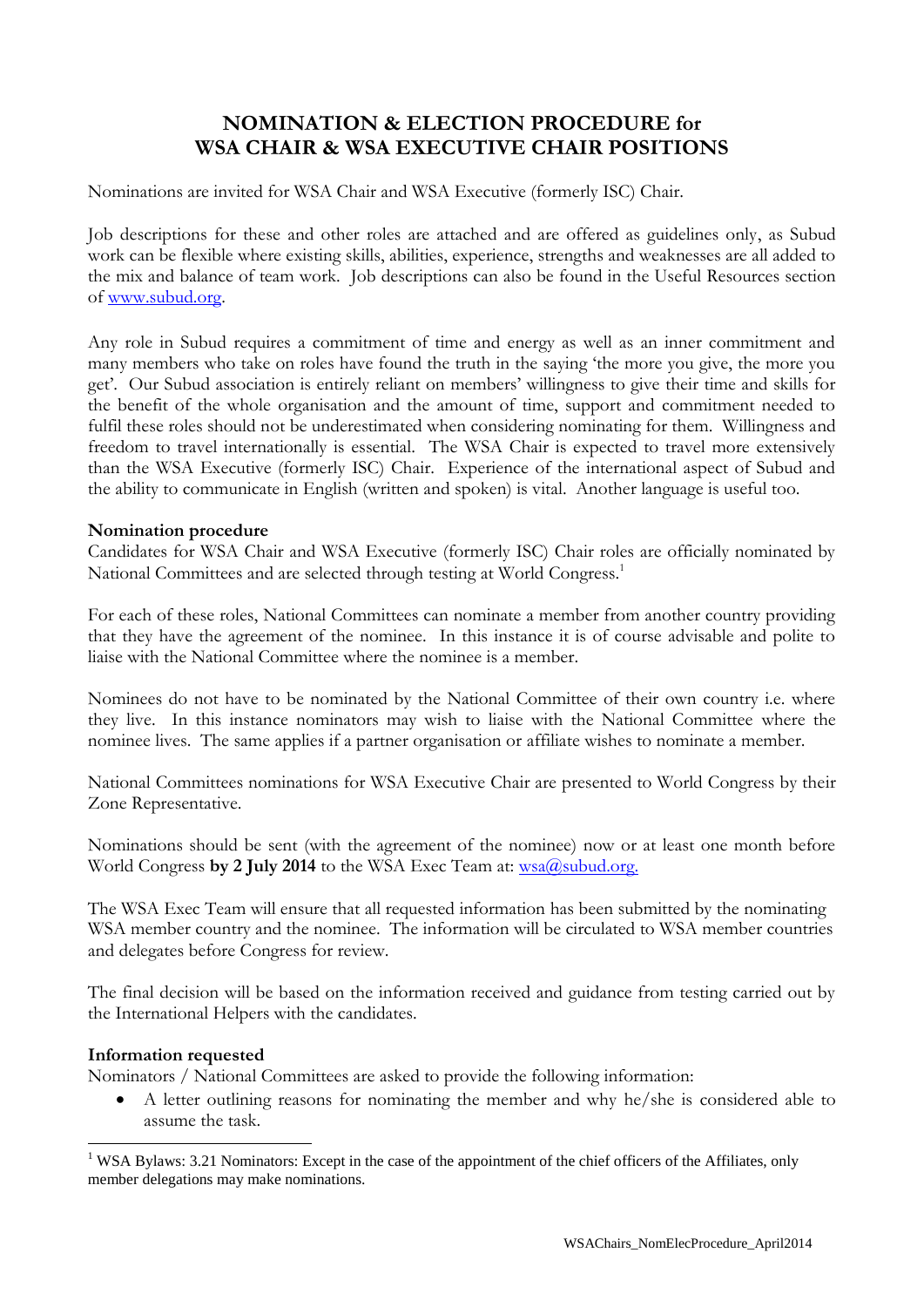# NOMINATION & ELECTION PROCEDURE for WSA CHAIR & WSA EXECUTIVE CHAIR POSITIONS

Nominations are invited for WSA Chair and WSA Executive (formerly ISC) Chair.

Job descriptions for these and other roles are attached and are offered as guidelines only, as Subud work can be flexible where existing skills, abilities, experience, strengths and weaknesses are all added to the mix and balance of team work. Job descriptions can also be found in the Useful Resources section of [www.subud.org](http://www.subud.org).

Any role in Subud requires a commitment of time and energy as well as an inner commitment and many members who take on roles have found the truth in the saying 'the more you give, the more you get'. Our Subud association is entirely reliant on members' willingness to give their time and skills for the benefit of the whole organisation and the amount of time, support and commitment needed to fulfil these roles should not be underestimated when considering nominating for them. Willingness and freedom to travel internationally is essential. The WSA Chair is expected to travel more extensively than the WSA Executive (formerly ISC) Chair. Experience of the international aspect of Subud and the ability to communicate in English (written and spoken) is vital. Another language is useful too.

**Nomination procedure**

Candidates for WSA Chair and WSA Executive (formerly ISC) Chair roles are officially nominated by National Committees and are selected through testing at World Congress.[1]

For each of these roles, National Committees can nominate a member from another country providing that they have the agreement of the nominee. In this instance it is of course advisable and polite to liaise with the National Committee where the nominee is a member.

Nominees do not have to be nominated by the National Committee of their own country i.e. where they live. In this instance nominators may wish to liaise with the National Committee where the nominee lives. The same applies if a partner organisation or affiliate wishes to nominate a member.

National Committees nominations for WSA Executive Chair are presented to World Congress by their Zone Representative.

Nominations should be sent (with the agreement of the nominee) now or at least one month before World Congress **by 2 July 2014** to the WSA Exec Team at: [wsa@subud.org.](mailto:wsa@subud.org)

The WSA Exec Team will ensure that all requested information has been submitted by the nominating WSA member country and the nominee. The information will be circulated to WSA member countries and delegates before Congress for review.

The final decision will be based on the information received and guidance from testing carried out by the International Helpers with the candidates.

**Information requested**

Nominators / National Committees are asked to provide the following information:

- A letter outlining reasons for nominating the member and why he/she is considered able to assume the task.

[1] WSA Bylaws: 3.21 Nominators: Except in the case of the appointment of the chief officers of the Affiliates, only member delegations may make nominations.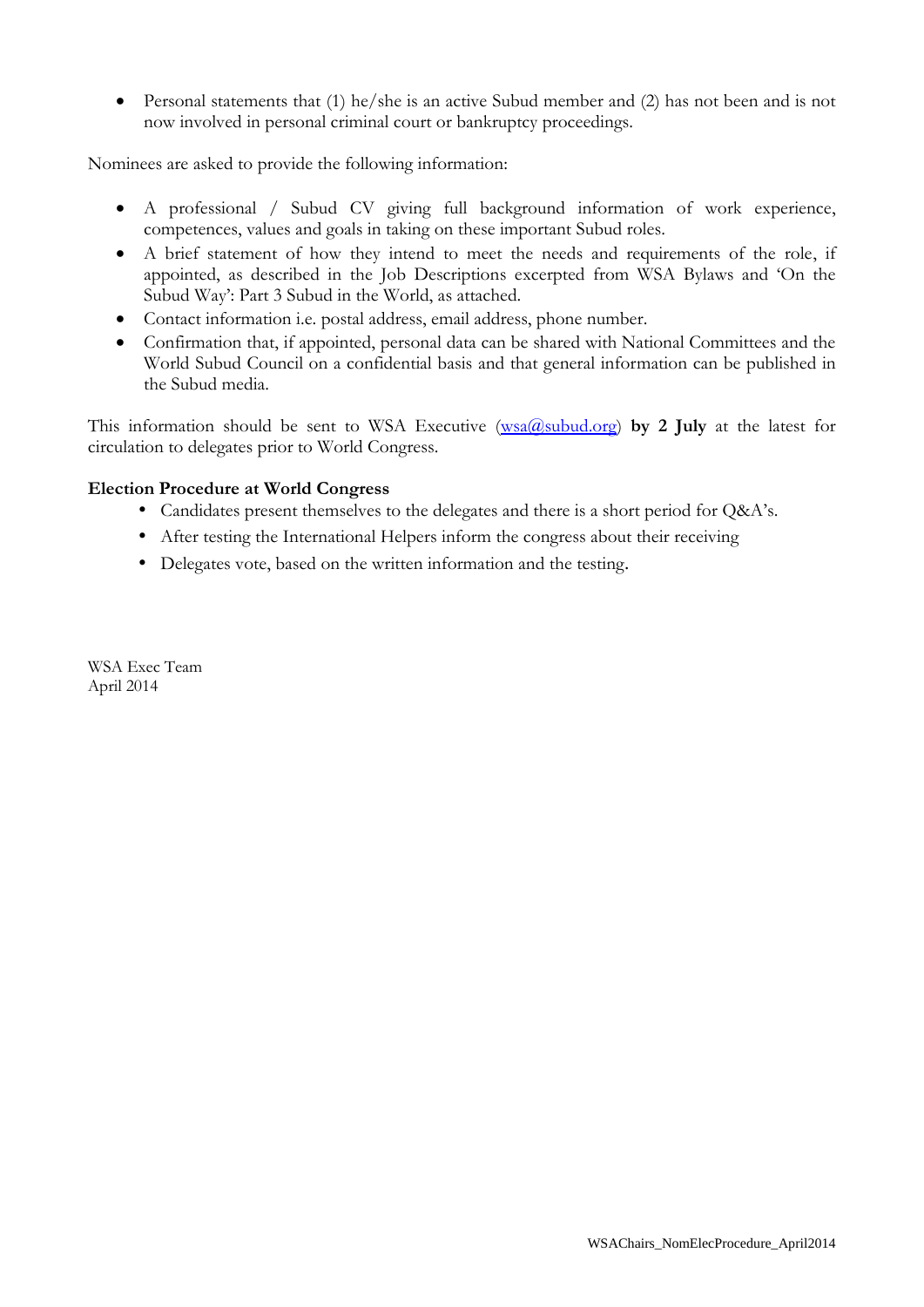- Personal statements that (1) he/she is an active Subud member and (2) has not been and is not now involved in personal criminal court or bankruptcy proceedings.

Nominees are asked to provide the following information:

- A professional / Subud CV giving full background information of work experience, competences, values and goals in taking on these important Subud roles.
- A brief statement of how they intend to meet the needs and requirements of the role, if appointed, as described in the Job Descriptions excerpted from WSA Bylaws and 'On the Subud Way': Part 3 Subud in the World, as attached.
- Contact information i.e. postal address, email address, phone number.
- Confirmation that, if appointed, personal data can be shared with National Committees and the World Subud Council on a confidential basis and that general information can be published in the Subud media.

This information should be sent to WSA Executive (wsa@subud.org) **by 2 July** at the latest for circulation to delegates prior to World Congress.

**Election Procedure at World Congress**

- Candidates present themselves to the delegates and there is a short period for Q&A's.
- After testing the International Helpers inform the congress about their receiving
- Delegates vote, based on the written information and the testing.

WSA Exec Team
April 2014